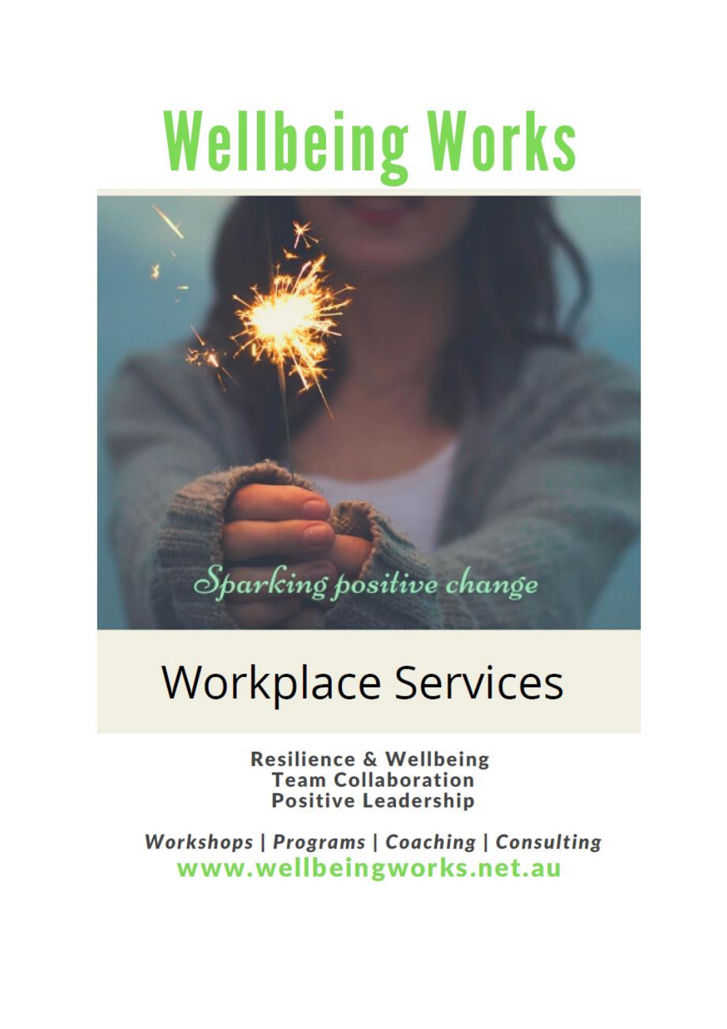# Wellbeing Works

*Sparking positive change*

## Workplace Services

**Resilience & Wellbeing**
**Team Collaboration**
**Positive Leadership**

***Workshops | Programs | Coaching | Consulting***

**www.wellbeingworks.net.au**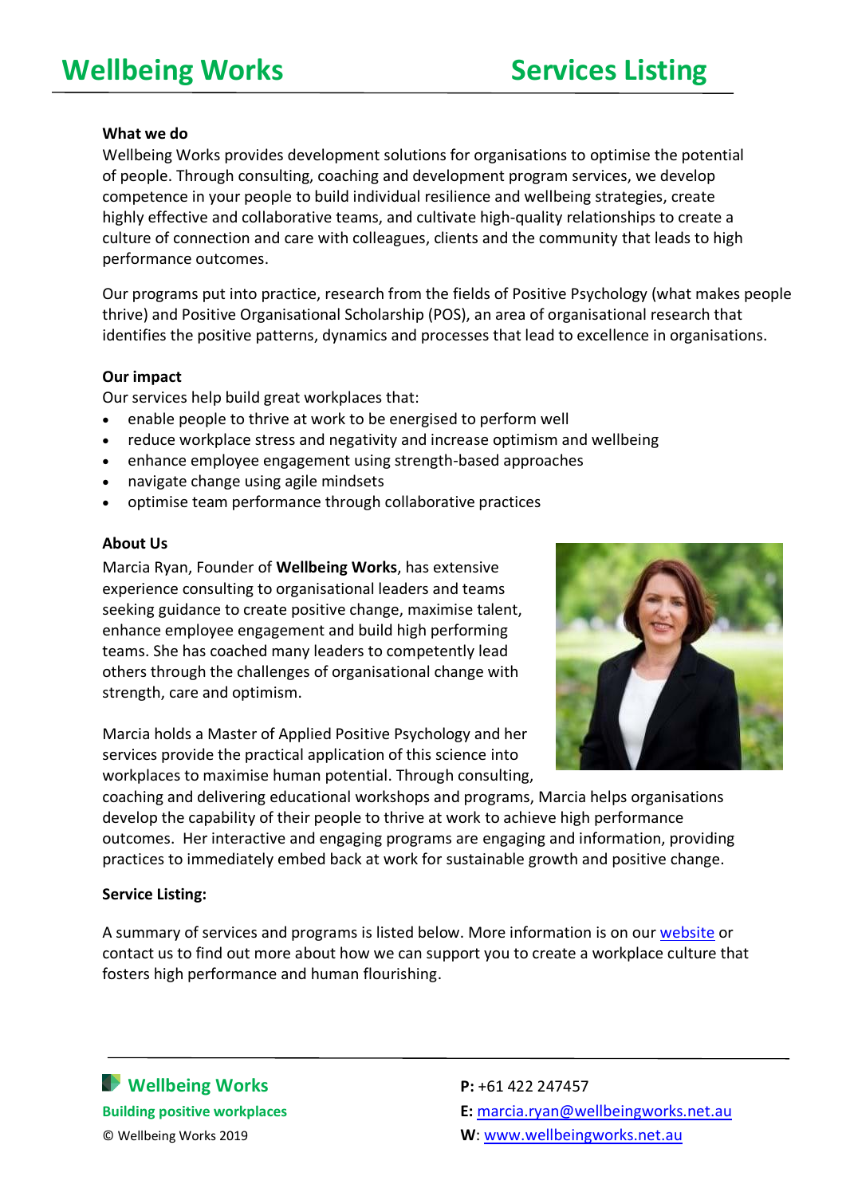# Wellbeing Works Services Listing

**What we do**

Wellbeing Works provides development solutions for organisations to optimise the potential of people. Through consulting, coaching and development program services, we develop competence in your people to build individual resilience and wellbeing strategies, create highly effective and collaborative teams, and cultivate high-quality relationships to create a culture of connection and care with colleagues, clients and the community that leads to high performance outcomes.

Our programs put into practice, research from the fields of Positive Psychology (what makes people thrive) and Positive Organisational Scholarship (POS), an area of organisational research that identifies the positive patterns, dynamics and processes that lead to excellence in organisations.

**Our impact**

Our services help build great workplaces that:

- enable people to thrive at work to be energised to perform well
- reduce workplace stress and negativity and increase optimism and wellbeing
- enhance employee engagement using strength-based approaches
- navigate change using agile mindsets
- optimise team performance through collaborative practices

**About Us**

Marcia Ryan, Founder of **Wellbeing Works**, has extensive experience consulting to organisational leaders and teams seeking guidance to create positive change, maximise talent, enhance employee engagement and build high performing teams. She has coached many leaders to competently lead others through the challenges of organisational change with strength, care and optimism.

Marcia holds a Master of Applied Positive Psychology and her services provide the practical application of this science into workplaces to maximise human potential. Through consulting, coaching and delivering educational workshops and programs, Marcia helps organisations develop the capability of their people to thrive at work to achieve high performance outcomes. Her interactive and engaging programs are engaging and information, providing practices to immediately embed back at work for sustainable growth and positive change.

**Service Listing:**

A summary of services and programs is listed below. More information is on our website or contact us to find out more about how we can support you to create a workplace culture that fosters high performance and human flourishing.

**Wellbeing Works**
**Building positive workplaces**
© Wellbeing Works 2019

**P:** +61 422 247457
**E:** marcia.ryan@wellbeingworks.net.au
**W**: www.wellbeingworks.net.au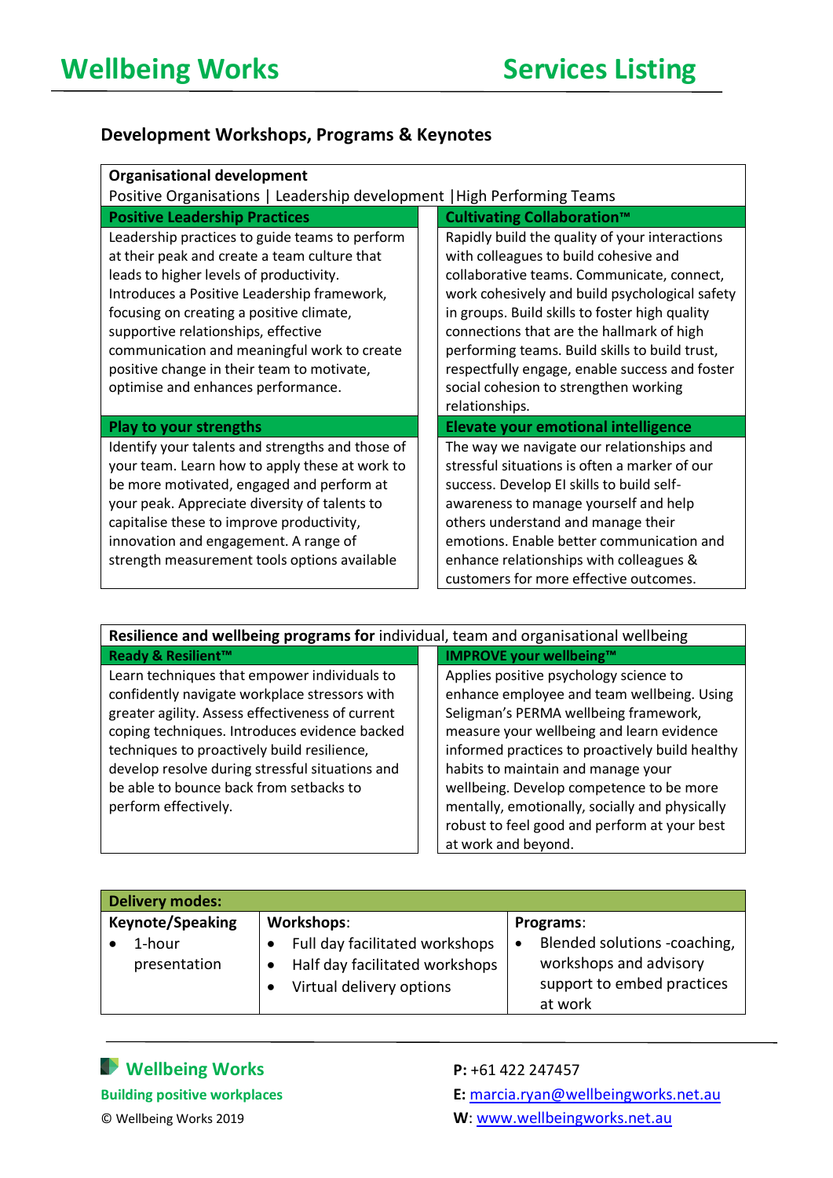# Wellbeing Works — Services Listing

## Development Workshops, Programs & Keynotes

| **Organisational development**<br>Positive Organisations \| Leadership development \|High Performing Teams | |
|---|---|
| **Positive Leadership Practices** | **Cultivating Collaboration™** |
| Leadership practices to guide teams to perform at their peak and create a team culture that leads to higher levels of productivity. Introduces a Positive Leadership framework, focusing on creating a positive climate, supportive relationships, effective communication and meaningful work to create positive change in their team to motivate, optimise and enhances performance. | Rapidly build the quality of your interactions with colleagues to build cohesive and collaborative teams. Communicate, connect, work cohesively and build psychological safety in groups. Build skills to foster high quality connections that are the hallmark of high performing teams. Build skills to build trust, respectfully engage, enable success and foster social cohesion to strengthen working relationships. |
| **Play to your strengths** | **Elevate your emotional intelligence** |
| Identify your talents and strengths and those of your team. Learn how to apply these at work to be more motivated, engaged and perform at your peak. Appreciate diversity of talents to capitalise these to improve productivity, innovation and engagement. A range of strength measurement tools options available | The way we navigate our relationships and stressful situations is often a marker of our success. Develop EI skills to build self-awareness to manage yourself and help others understand and manage their emotions. Enable better communication and enhance relationships with colleagues & customers for more effective outcomes. |

| **Resilience and wellbeing programs for** individual, team and organisational wellbeing | |
|---|---|
| **Ready & Resilient™** | **IMPROVE your wellbeing™** |
| Learn techniques that empower individuals to confidently navigate workplace stressors with greater agility. Assess effectiveness of current coping techniques. Introduces evidence backed techniques to proactively build resilience, develop resolve during stressful situations and be able to bounce back from setbacks to perform effectively. | Applies positive psychology science to enhance employee and team wellbeing. Using Seligman's PERMA wellbeing framework, measure your wellbeing and learn evidence informed practices to proactively build healthy habits to maintain and manage your wellbeing. Develop competence to be more mentally, emotionally, socially and physically robust to feel good and perform at your best at work and beyond. |

| **Delivery modes:** | | |
|---|---|---|
| **Keynote/Speaking**<br>• 1-hour presentation | **Workshops**:<br>• Full day facilitated workshops<br>• Half day facilitated workshops<br>• Virtual delivery options | **Programs**:<br>• Blended solutions -coaching, workshops and advisory support to embed practices at work |

**Wellbeing Works**
**Building positive workplaces**
© Wellbeing Works 2019

**P:** +61 422 247457
**E:** marcia.ryan@wellbeingworks.net.au
**W**: www.wellbeingworks.net.au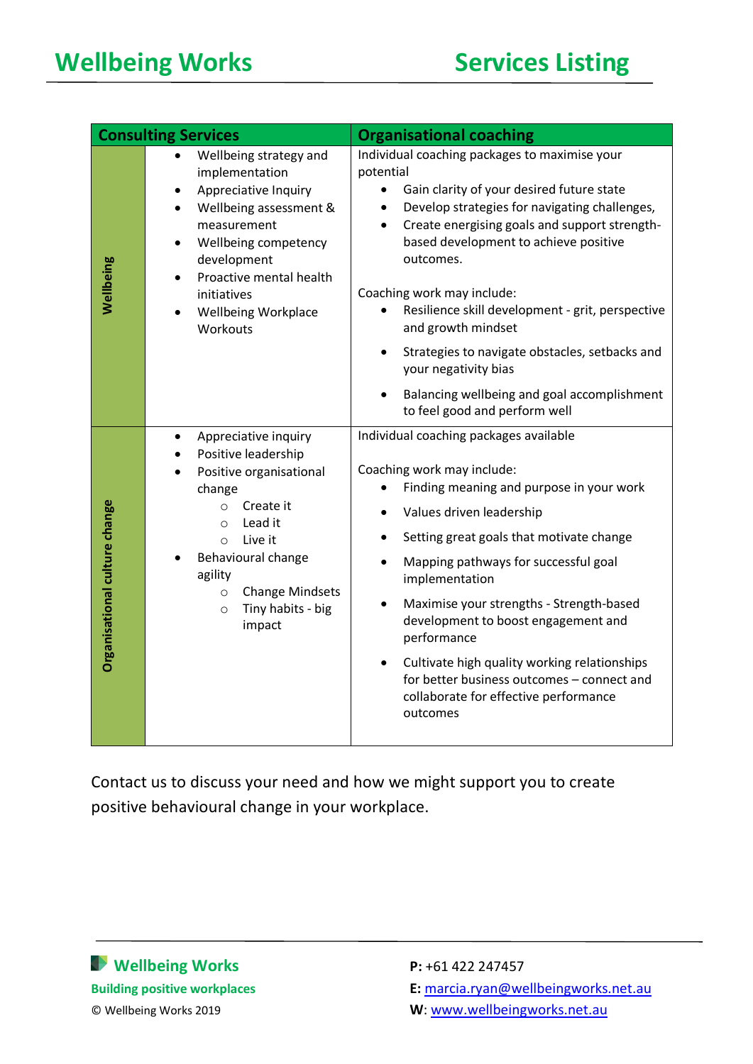# Wellbeing Works — Services Listing

| | Consulting Services | Organisational coaching |
|---|---|---|
| **Wellbeing** | • Wellbeing strategy and implementation<br>• Appreciative Inquiry<br>• Wellbeing assessment & measurement<br>• Wellbeing competency development<br>• Proactive mental health initiatives<br>• Wellbeing Workplace Workouts | Individual coaching packages to maximise your potential<br>• Gain clarity of your desired future state<br>• Develop strategies for navigating challenges,<br>• Create energising goals and support strength-based development to achieve positive outcomes.<br><br>Coaching work may include:<br>• Resilience skill development - grit, perspective and growth mindset<br>• Strategies to navigate obstacles, setbacks and your negativity bias<br>• Balancing wellbeing and goal accomplishment to feel good and perform well |
| **Organisational culture change** | • Appreciative inquiry<br>• Positive leadership<br>• Positive organisational change<br>  ○ Create it<br>  ○ Lead it<br>  ○ Live it<br>• Behavioural change agility<br>  ○ Change Mindsets<br>  ○ Tiny habits - big impact | Individual coaching packages available<br><br>Coaching work may include:<br>• Finding meaning and purpose in your work<br>• Values driven leadership<br>• Setting great goals that motivate change<br>• Mapping pathways for successful goal implementation<br>• Maximise your strengths - Strength-based development to boost engagement and performance<br>• Cultivate high quality working relationships for better business outcomes – connect and collaborate for effective performance outcomes |

Contact us to discuss your need and how we might support you to create positive behavioural change in your workplace.

**Wellbeing Works**
**Building positive workplaces**
© Wellbeing Works 2019

**P:** +61 422 247457
**E:** marcia.ryan@wellbeingworks.net.au
**W**: www.wellbeingworks.net.au